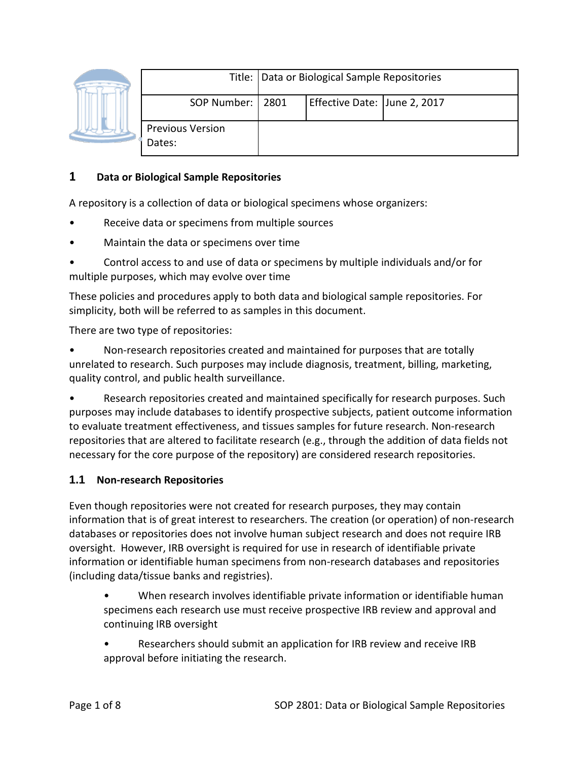| | | | |
|---|---|---|---|
| Title: | Data or Biological Sample Repositories | | |
| SOP Number: | 2801 | Effective Date: | June 2, 2017 |
| Previous Version Dates: | | | |

# 1 Data or Biological Sample Repositories

A repository is a collection of data or biological specimens whose organizers:

- Receive data or specimens from multiple sources
- Maintain the data or specimens over time
- Control access to and use of data or specimens by multiple individuals and/or for multiple purposes, which may evolve over time

These policies and procedures apply to both data and biological sample repositories. For simplicity, both will be referred to as samples in this document.

There are two type of repositories:

- Non-research repositories created and maintained for purposes that are totally unrelated to research. Such purposes may include diagnosis, treatment, billing, marketing, quality control, and public health surveillance.
- Research repositories created and maintained specifically for research purposes. Such purposes may include databases to identify prospective subjects, patient outcome information to evaluate treatment effectiveness, and tissues samples for future research. Non-research repositories that are altered to facilitate research (e.g., through the addition of data fields not necessary for the core purpose of the repository) are considered research repositories.

## 1.1 Non-research Repositories

Even though repositories were not created for research purposes, they may contain information that is of great interest to researchers. The creation (or operation) of non-research databases or repositories does not involve human subject research and does not require IRB oversight. However, IRB oversight is required for use in research of identifiable private information or identifiable human specimens from non-research databases and repositories (including data/tissue banks and registries).

- When research involves identifiable private information or identifiable human specimens each research use must receive prospective IRB review and approval and continuing IRB oversight
- Researchers should submit an application for IRB review and receive IRB approval before initiating the research.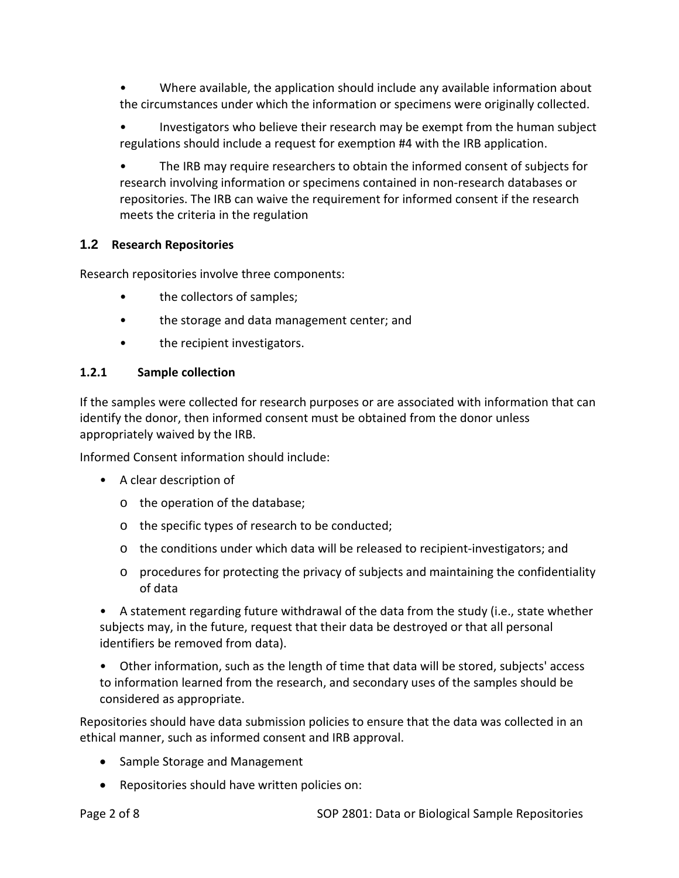- Where available, the application should include any available information about the circumstances under which the information or specimens were originally collected.
- Investigators who believe their research may be exempt from the human subject regulations should include a request for exemption #4 with the IRB application.
- The IRB may require researchers to obtain the informed consent of subjects for research involving information or specimens contained in non-research databases or repositories. The IRB can waive the requirement for informed consent if the research meets the criteria in the regulation

## 1.2 Research Repositories

Research repositories involve three components:

- the collectors of samples;
- the storage and data management center; and
- the recipient investigators.

### 1.2.1 Sample collection

If the samples were collected for research purposes or are associated with information that can identify the donor, then informed consent must be obtained from the donor unless appropriately waived by the IRB.

Informed Consent information should include:

- A clear description of
  - the operation of the database;
  - the specific types of research to be conducted;
  - the conditions under which data will be released to recipient-investigators; and
  - procedures for protecting the privacy of subjects and maintaining the confidentiality of data
- A statement regarding future withdrawal of the data from the study (i.e., state whether subjects may, in the future, request that their data be destroyed or that all personal identifiers be removed from data).
- Other information, such as the length of time that data will be stored, subjects' access to information learned from the research, and secondary uses of the samples should be considered as appropriate.

Repositories should have data submission policies to ensure that the data was collected in an ethical manner, such as informed consent and IRB approval.

- Sample Storage and Management
- Repositories should have written policies on: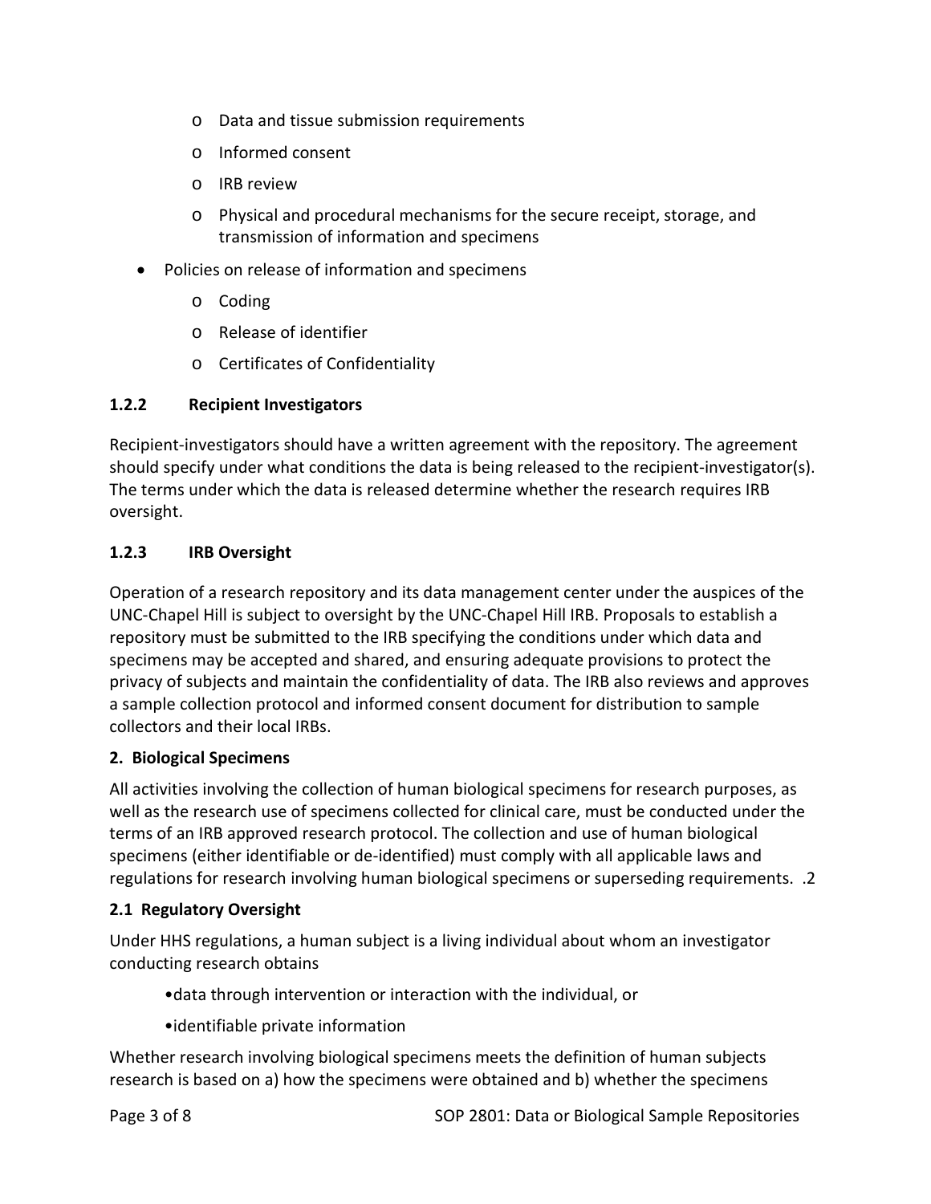- Data and tissue submission requirements
  - Informed consent
  - IRB review
  - Physical and procedural mechanisms for the secure receipt, storage, and transmission of information and specimens
- Policies on release of information and specimens
  - Coding
  - Release of identifier
  - Certificates of Confidentiality

### 1.2.2 Recipient Investigators

Recipient-investigators should have a written agreement with the repository. The agreement should specify under what conditions the data is being released to the recipient-investigator(s). The terms under which the data is released determine whether the research requires IRB oversight.

### 1.2.3 IRB Oversight

Operation of a research repository and its data management center under the auspices of the UNC-Chapel Hill is subject to oversight by the UNC-Chapel Hill IRB. Proposals to establish a repository must be submitted to the IRB specifying the conditions under which data and specimens may be accepted and shared, and ensuring adequate provisions to protect the privacy of subjects and maintain the confidentiality of data. The IRB also reviews and approves a sample collection protocol and informed consent document for distribution to sample collectors and their local IRBs.

## 2. Biological Specimens

All activities involving the collection of human biological specimens for research purposes, as well as the research use of specimens collected for clinical care, must be conducted under the terms of an IRB approved research protocol. The collection and use of human biological specimens (either identifiable or de-identified) must comply with all applicable laws and regulations for research involving human biological specimens or superseding requirements. .2

### 2.1 Regulatory Oversight

Under HHS regulations, a human subject is a living individual about whom an investigator conducting research obtains

- data through intervention or interaction with the individual, or
- identifiable private information

Whether research involving biological specimens meets the definition of human subjects research is based on a) how the specimens were obtained and b) whether the specimens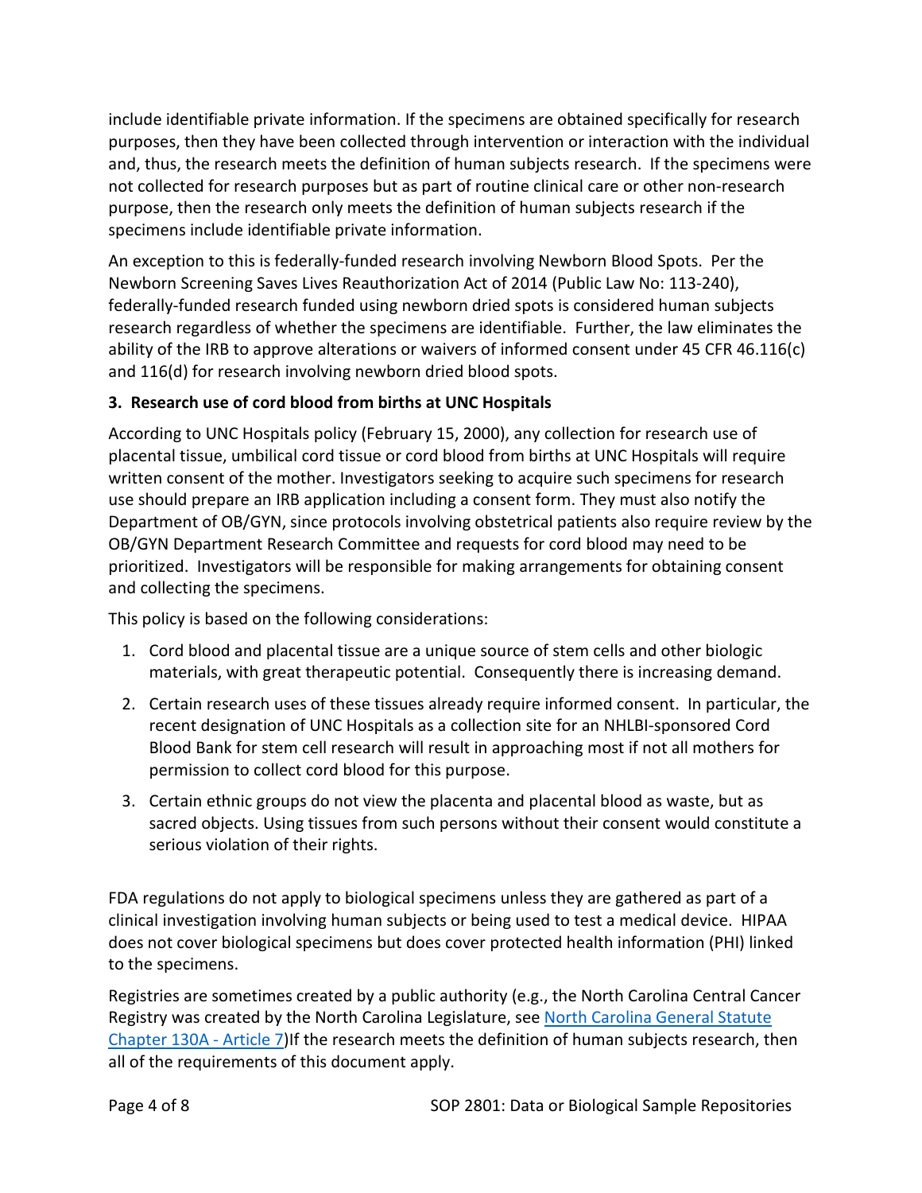include identifiable private information. If the specimens are obtained specifically for research purposes, then they have been collected through intervention or interaction with the individual and, thus, the research meets the definition of human subjects research. If the specimens were not collected for research purposes but as part of routine clinical care or other non-research purpose, then the research only meets the definition of human subjects research if the specimens include identifiable private information.

An exception to this is federally-funded research involving Newborn Blood Spots. Per the Newborn Screening Saves Lives Reauthorization Act of 2014 (Public Law No: 113-240), federally-funded research funded using newborn dried spots is considered human subjects research regardless of whether the specimens are identifiable. Further, the law eliminates the ability of the IRB to approve alterations or waivers of informed consent under 45 CFR 46.116(c) and 116(d) for research involving newborn dried blood spots.

### 3. Research use of cord blood from births at UNC Hospitals

According to UNC Hospitals policy (February 15, 2000), any collection for research use of placental tissue, umbilical cord tissue or cord blood from births at UNC Hospitals will require written consent of the mother. Investigators seeking to acquire such specimens for research use should prepare an IRB application including a consent form. They must also notify the Department of OB/GYN, since protocols involving obstetrical patients also require review by the OB/GYN Department Research Committee and requests for cord blood may need to be prioritized. Investigators will be responsible for making arrangements for obtaining consent and collecting the specimens.

This policy is based on the following considerations:

1. Cord blood and placental tissue are a unique source of stem cells and other biologic materials, with great therapeutic potential. Consequently there is increasing demand.
2. Certain research uses of these tissues already require informed consent. In particular, the recent designation of UNC Hospitals as a collection site for an NHLBI-sponsored Cord Blood Bank for stem cell research will result in approaching most if not all mothers for permission to collect cord blood for this purpose.
3. Certain ethnic groups do not view the placenta and placental blood as waste, but as sacred objects. Using tissues from such persons without their consent would constitute a serious violation of their rights.

FDA regulations do not apply to biological specimens unless they are gathered as part of a clinical investigation involving human subjects or being used to test a medical device. HIPAA does not cover biological specimens but does cover protected health information (PHI) linked to the specimens.

Registries are sometimes created by a public authority (e.g., the North Carolina Central Cancer Registry was created by the North Carolina Legislature, see North Carolina General Statute Chapter 130A - Article 7)If the research meets the definition of human subjects research, then all of the requirements of this document apply.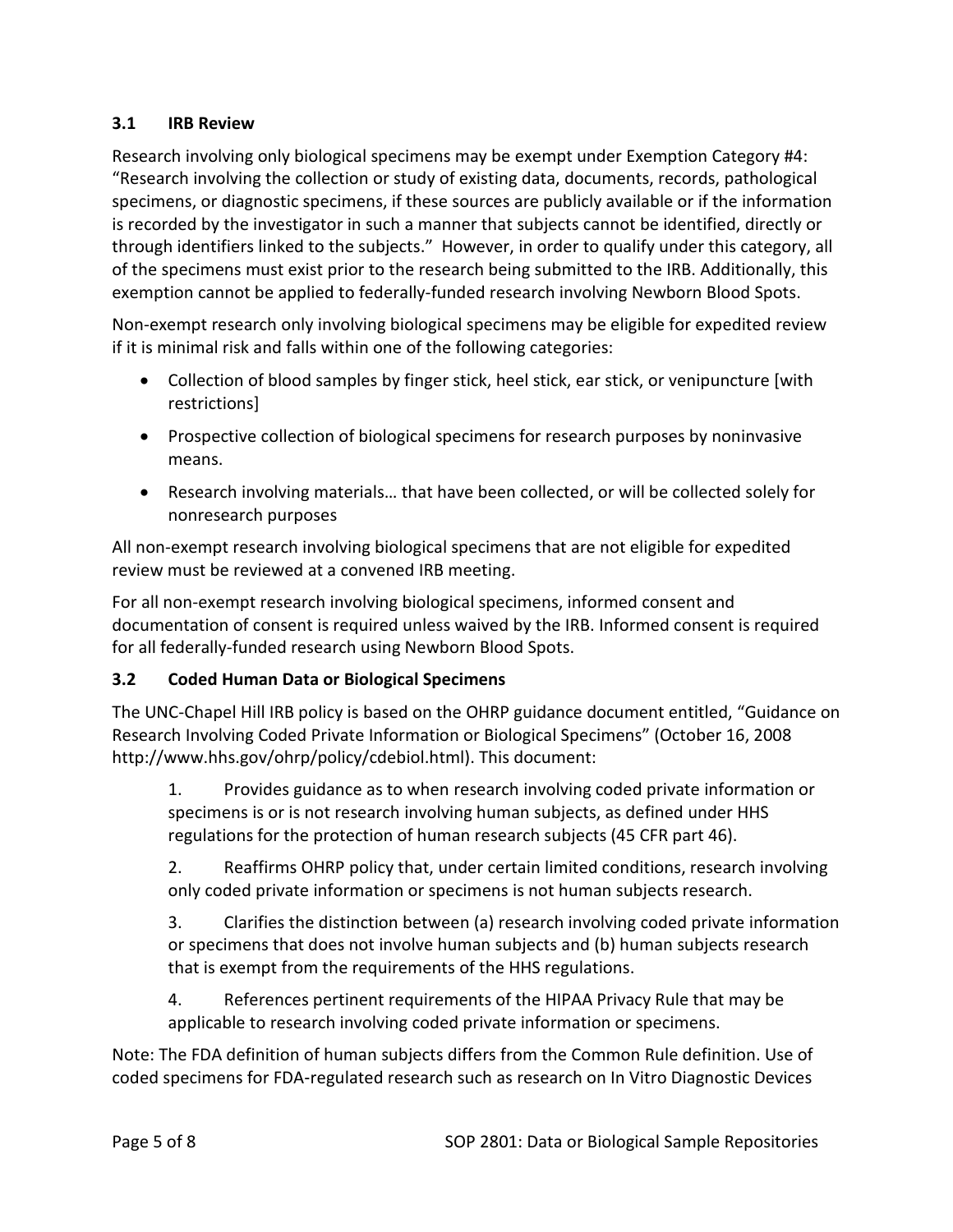### 3.1 IRB Review

Research involving only biological specimens may be exempt under Exemption Category #4: "Research involving the collection or study of existing data, documents, records, pathological specimens, or diagnostic specimens, if these sources are publicly available or if the information is recorded by the investigator in such a manner that subjects cannot be identified, directly or through identifiers linked to the subjects." However, in order to qualify under this category, all of the specimens must exist prior to the research being submitted to the IRB. Additionally, this exemption cannot be applied to federally-funded research involving Newborn Blood Spots.

Non-exempt research only involving biological specimens may be eligible for expedited review if it is minimal risk and falls within one of the following categories:

- Collection of blood samples by finger stick, heel stick, ear stick, or venipuncture [with restrictions]
- Prospective collection of biological specimens for research purposes by noninvasive means.
- Research involving materials… that have been collected, or will be collected solely for nonresearch purposes

All non-exempt research involving biological specimens that are not eligible for expedited review must be reviewed at a convened IRB meeting.

For all non-exempt research involving biological specimens, informed consent and documentation of consent is required unless waived by the IRB. Informed consent is required for all federally-funded research using Newborn Blood Spots.

### 3.2 Coded Human Data or Biological Specimens

The UNC-Chapel Hill IRB policy is based on the OHRP guidance document entitled, "Guidance on Research Involving Coded Private Information or Biological Specimens" (October 16, 2008 http://www.hhs.gov/ohrp/policy/cdebiol.html). This document:

1. Provides guidance as to when research involving coded private information or specimens is or is not research involving human subjects, as defined under HHS regulations for the protection of human research subjects (45 CFR part 46).
2. Reaffirms OHRP policy that, under certain limited conditions, research involving only coded private information or specimens is not human subjects research.
3. Clarifies the distinction between (a) research involving coded private information or specimens that does not involve human subjects and (b) human subjects research that is exempt from the requirements of the HHS regulations.
4. References pertinent requirements of the HIPAA Privacy Rule that may be applicable to research involving coded private information or specimens.

Note: The FDA definition of human subjects differs from the Common Rule definition. Use of coded specimens for FDA-regulated research such as research on In Vitro Diagnostic Devices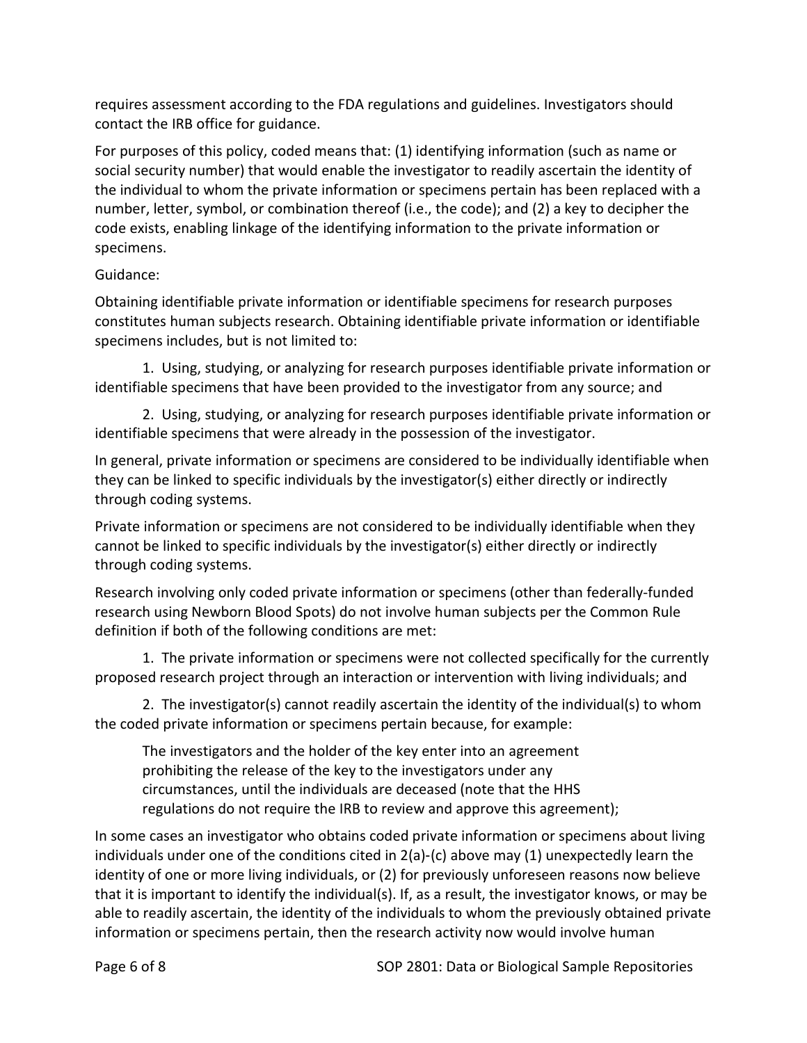requires assessment according to the FDA regulations and guidelines. Investigators should contact the IRB office for guidance.

For purposes of this policy, coded means that: (1) identifying information (such as name or social security number) that would enable the investigator to readily ascertain the identity of the individual to whom the private information or specimens pertain has been replaced with a number, letter, symbol, or combination thereof (i.e., the code); and (2) a key to decipher the code exists, enabling linkage of the identifying information to the private information or specimens.

Guidance:

Obtaining identifiable private information or identifiable specimens for research purposes constitutes human subjects research. Obtaining identifiable private information or identifiable specimens includes, but is not limited to:

1. Using, studying, or analyzing for research purposes identifiable private information or identifiable specimens that have been provided to the investigator from any source; and
2. Using, studying, or analyzing for research purposes identifiable private information or identifiable specimens that were already in the possession of the investigator.

In general, private information or specimens are considered to be individually identifiable when they can be linked to specific individuals by the investigator(s) either directly or indirectly through coding systems.

Private information or specimens are not considered to be individually identifiable when they cannot be linked to specific individuals by the investigator(s) either directly or indirectly through coding systems.

Research involving only coded private information or specimens (other than federally-funded research using Newborn Blood Spots) do not involve human subjects per the Common Rule definition if both of the following conditions are met:

1. The private information or specimens were not collected specifically for the currently proposed research project through an interaction or intervention with living individuals; and
2. The investigator(s) cannot readily ascertain the identity of the individual(s) to whom the coded private information or specimens pertain because, for example:

   The investigators and the holder of the key enter into an agreement prohibiting the release of the key to the investigators under any circumstances, until the individuals are deceased (note that the HHS regulations do not require the IRB to review and approve this agreement);

In some cases an investigator who obtains coded private information or specimens about living individuals under one of the conditions cited in 2(a)-(c) above may (1) unexpectedly learn the identity of one or more living individuals, or (2) for previously unforeseen reasons now believe that it is important to identify the individual(s). If, as a result, the investigator knows, or may be able to readily ascertain, the identity of the individuals to whom the previously obtained private information or specimens pertain, then the research activity now would involve human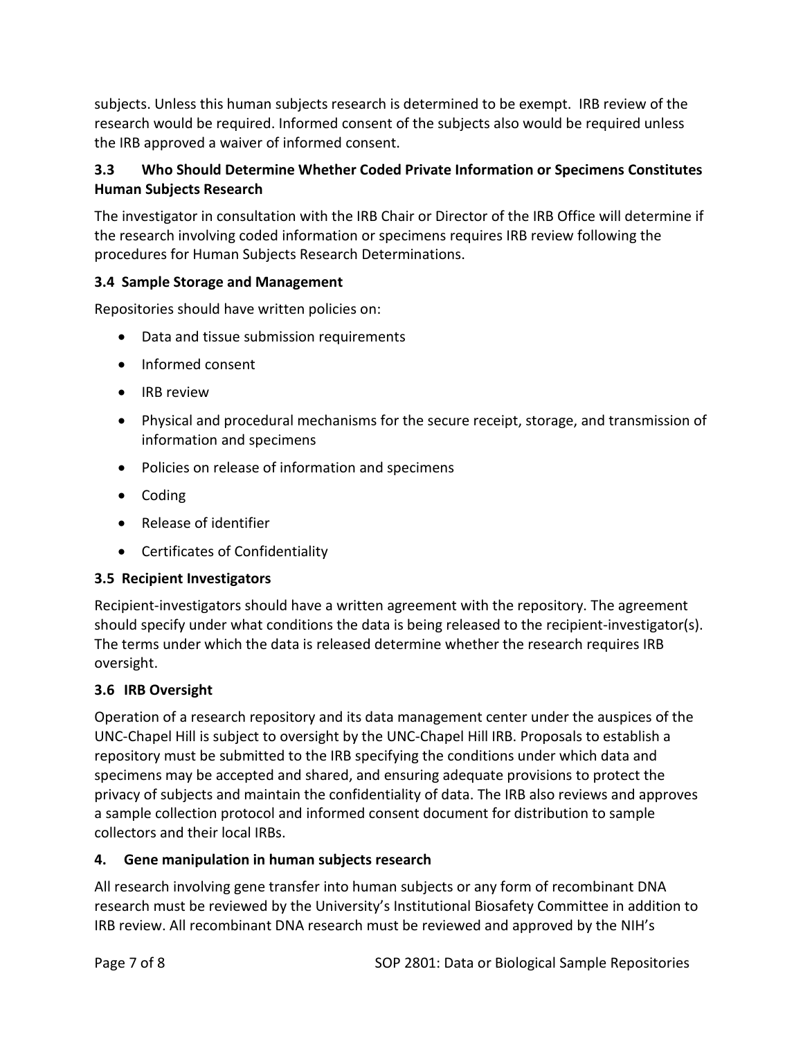subjects. Unless this human subjects research is determined to be exempt. IRB review of the research would be required. Informed consent of the subjects also would be required unless the IRB approved a waiver of informed consent.

### 3.3 Who Should Determine Whether Coded Private Information or Specimens Constitutes Human Subjects Research

The investigator in consultation with the IRB Chair or Director of the IRB Office will determine if the research involving coded information or specimens requires IRB review following the procedures for Human Subjects Research Determinations.

### 3.4 Sample Storage and Management

Repositories should have written policies on:

- Data and tissue submission requirements
- Informed consent
- IRB review
- Physical and procedural mechanisms for the secure receipt, storage, and transmission of information and specimens
- Policies on release of information and specimens
- Coding
- Release of identifier
- Certificates of Confidentiality

### 3.5 Recipient Investigators

Recipient-investigators should have a written agreement with the repository. The agreement should specify under what conditions the data is being released to the recipient-investigator(s). The terms under which the data is released determine whether the research requires IRB oversight.

### 3.6 IRB Oversight

Operation of a research repository and its data management center under the auspices of the UNC-Chapel Hill is subject to oversight by the UNC-Chapel Hill IRB. Proposals to establish a repository must be submitted to the IRB specifying the conditions under which data and specimens may be accepted and shared, and ensuring adequate provisions to protect the privacy of subjects and maintain the confidentiality of data. The IRB also reviews and approves a sample collection protocol and informed consent document for distribution to sample collectors and their local IRBs.

## 4. Gene manipulation in human subjects research

All research involving gene transfer into human subjects or any form of recombinant DNA research must be reviewed by the University's Institutional Biosafety Committee in addition to IRB review. All recombinant DNA research must be reviewed and approved by the NIH's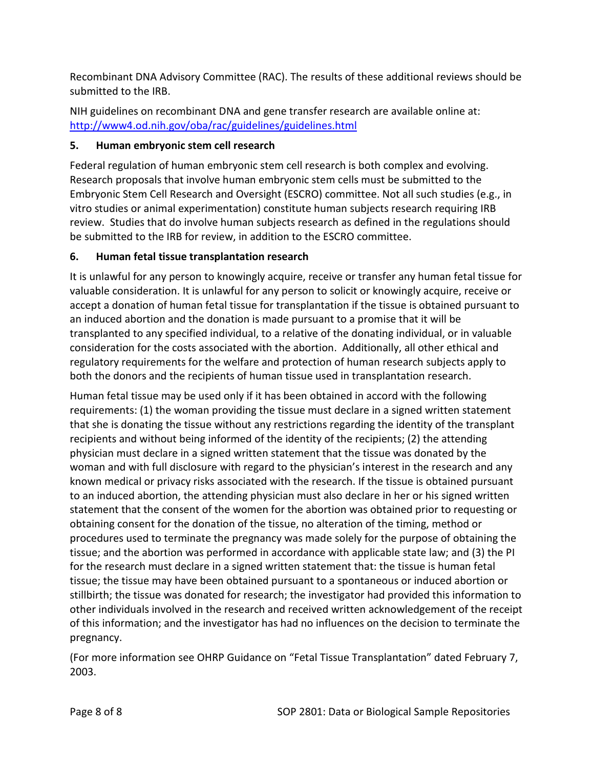Recombinant DNA Advisory Committee (RAC). The results of these additional reviews should be submitted to the IRB.

NIH guidelines on recombinant DNA and gene transfer research are available online at: [http://www4.od.nih.gov/oba/rac/guidelines/guidelines.html](http://www4.od.nih.gov/oba/rac/guidelines/guidelines.html)

### 5. Human embryonic stem cell research

Federal regulation of human embryonic stem cell research is both complex and evolving. Research proposals that involve human embryonic stem cells must be submitted to the Embryonic Stem Cell Research and Oversight (ESCRO) committee. Not all such studies (e.g., in vitro studies or animal experimentation) constitute human subjects research requiring IRB review. Studies that do involve human subjects research as defined in the regulations should be submitted to the IRB for review, in addition to the ESCRO committee.

### 6. Human fetal tissue transplantation research

It is unlawful for any person to knowingly acquire, receive or transfer any human fetal tissue for valuable consideration. It is unlawful for any person to solicit or knowingly acquire, receive or accept a donation of human fetal tissue for transplantation if the tissue is obtained pursuant to an induced abortion and the donation is made pursuant to a promise that it will be transplanted to any specified individual, to a relative of the donating individual, or in valuable consideration for the costs associated with the abortion. Additionally, all other ethical and regulatory requirements for the welfare and protection of human research subjects apply to both the donors and the recipients of human tissue used in transplantation research.

Human fetal tissue may be used only if it has been obtained in accord with the following requirements: (1) the woman providing the tissue must declare in a signed written statement that she is donating the tissue without any restrictions regarding the identity of the transplant recipients and without being informed of the identity of the recipients; (2) the attending physician must declare in a signed written statement that the tissue was donated by the woman and with full disclosure with regard to the physician's interest in the research and any known medical or privacy risks associated with the research. If the tissue is obtained pursuant to an induced abortion, the attending physician must also declare in her or his signed written statement that the consent of the women for the abortion was obtained prior to requesting or obtaining consent for the donation of the tissue, no alteration of the timing, method or procedures used to terminate the pregnancy was made solely for the purpose of obtaining the tissue; and the abortion was performed in accordance with applicable state law; and (3) the PI for the research must declare in a signed written statement that: the tissue is human fetal tissue; the tissue may have been obtained pursuant to a spontaneous or induced abortion or stillbirth; the tissue was donated for research; the investigator had provided this information to other individuals involved in the research and received written acknowledgement of the receipt of this information; and the investigator has had no influences on the decision to terminate the pregnancy.

(For more information see OHRP Guidance on "Fetal Tissue Transplantation" dated February 7, 2003.